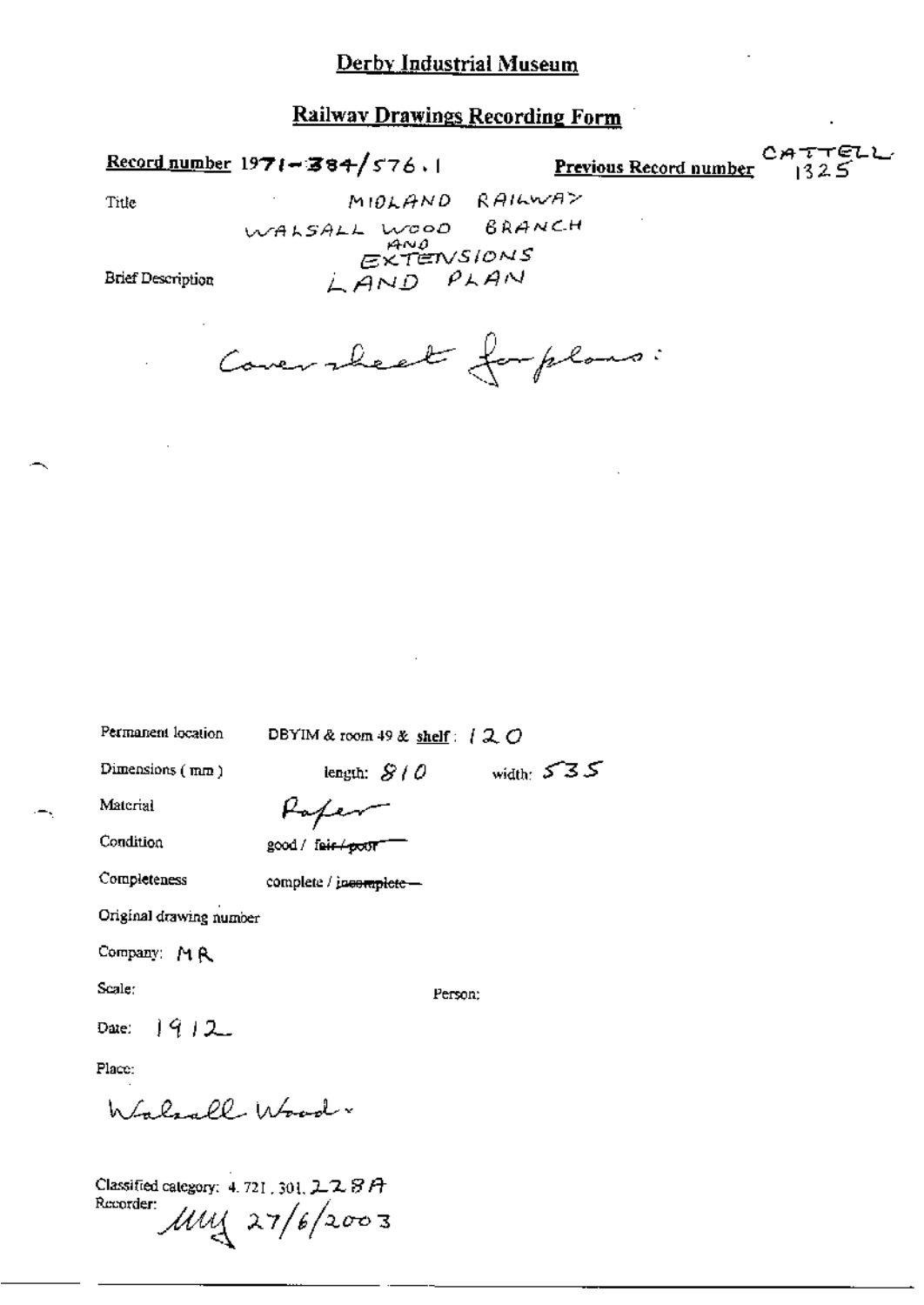# Derby Industrial Museum

## Railway Drawings Recording Form

**Record number** 1971-384/576.1 **Previous Record number** CATTELL 1325

Title MIDLAND RAILWAY WALSALL WOOD BRANCH AND EXTENSIONS

Brief Description LAND PLAN

Cover sheet for plans:

Permanent location DBYIM & room 49 & shelf: 120

Dimensions (mm) length: 810 width: 535

Material Paper

Condition good / ~~fair / poor~~

Completeness complete / ~~incomplete~~

Original drawing number

Company: MR

Scale:

Person:

Date: 1912

Place:

Walsall Wood.

Classified category: 4.721.301.228A

Recorder: MM 27/6/2003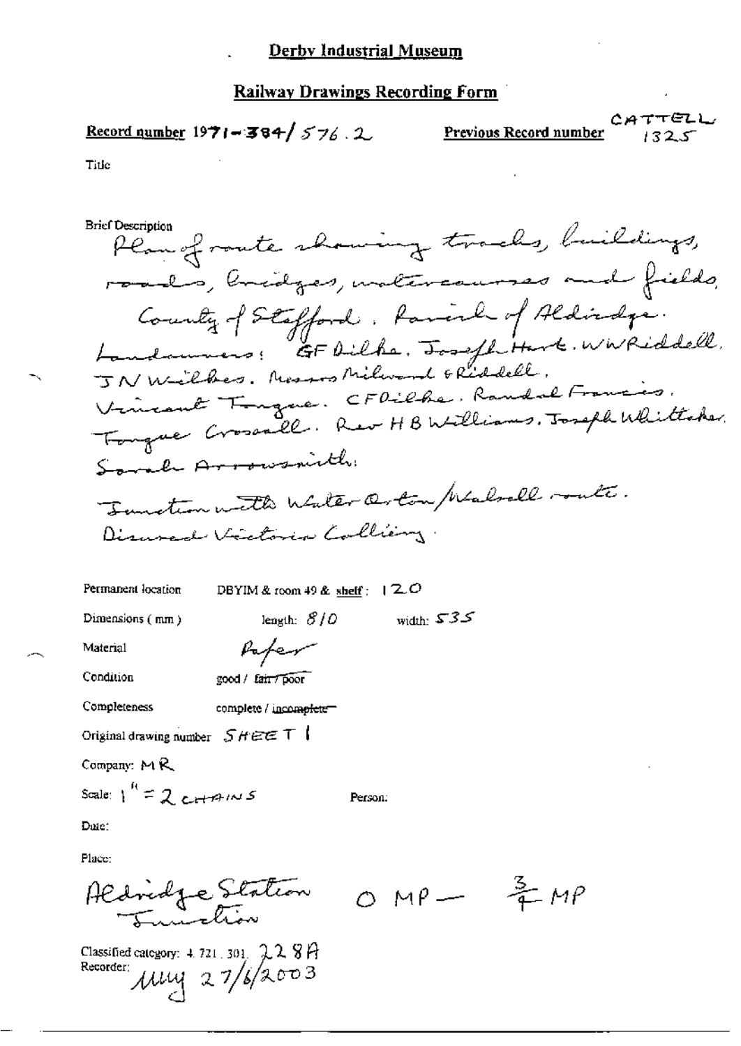## Derby Industrial Museum

### Railway Drawings Recording Form

**Record number** 1971-384/576.2 **Previous Record number** CATTELL 1325

Title

**Brief Description**

Plan of route showing tracks, buildings, roads, bridges, watercourses and fields. County of Stafford. Parish of Aldridge. Landowners: GF Dilke. Joseph Hart. WW Riddell. JN Wilkes. Messrs Milward & Riddell. Vincent Tongue. CF Dilke. Randal Francis. Tongue Crossall. Rev HB Williams. Joseph Whittaker. Sarah Arrowsmith.
Junction with Water Orton/Walsall route.
Disused Victoria Colliery.

Permanent location DBYIM & room 49 & shelf: 120

Dimensions (mm) length: 810 width: 535

Material Paper

Condition good / ~~fair / poor~~

Completeness complete / ~~incomplete~~

Original drawing number SHEET 1

Company: MR

Scale: 1" = 2 CHAINS Person:

Date:

Place:

Aldridge Station Junction 0 MP — 3/4 MP

Classified category: 4. 721. 301. 228A

Recorder: MMG 27/6/2003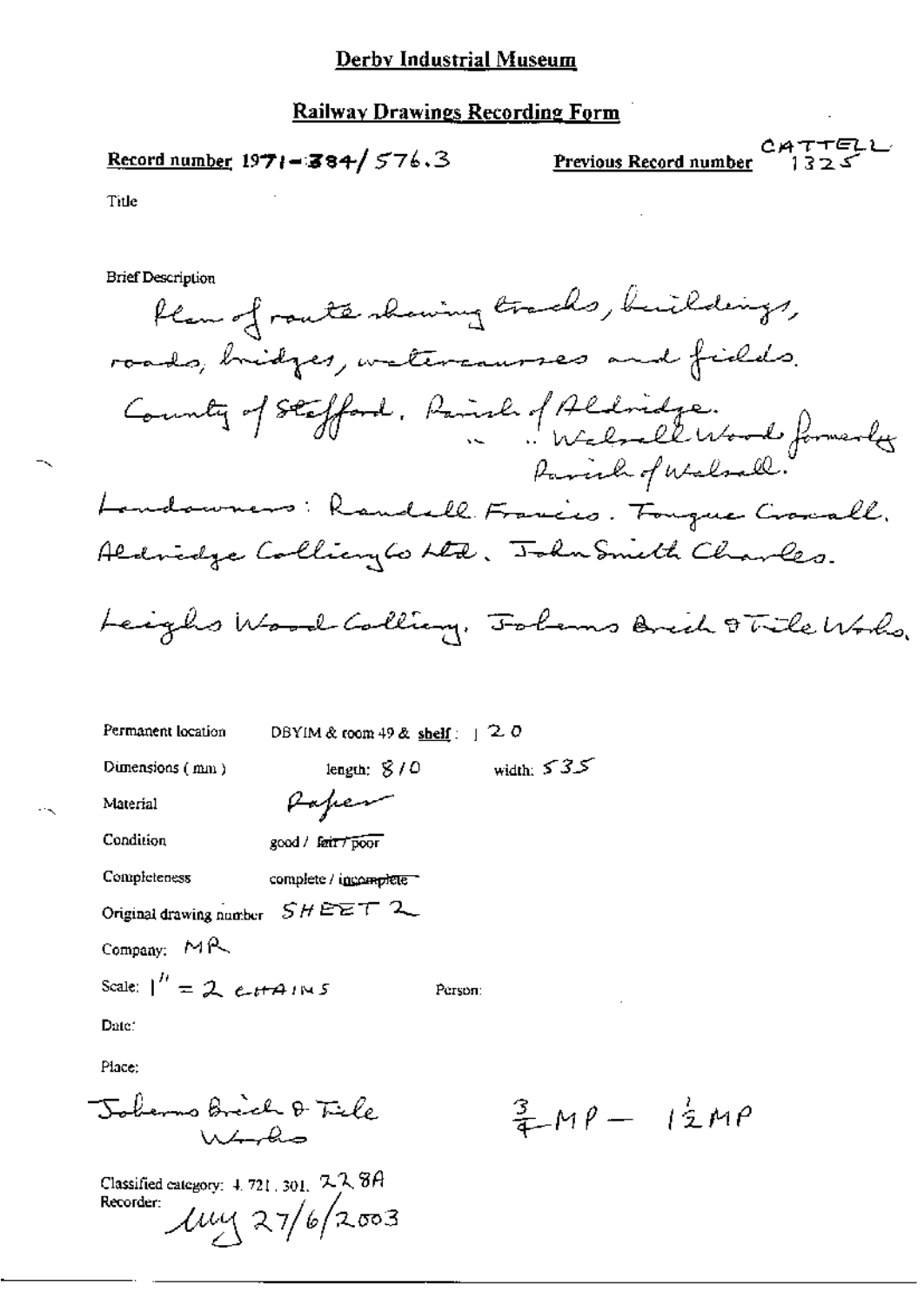# Derby Industrial Museum

## Railway Drawings Recording Form

**Record number** 1971-384/576.3

**Previous Record number** CATTELL 1325

Title

Brief Description

Plan of route showing tracks, buildings, roads, bridges, watercourses and fields.

County of Stafford. Parish of Aldridge.
" " Walsall Wood formerly Parish of Walsall.

Landowners: Randall Francis. Tongue Crocall. Aldridge Colliery Co Ltd. John Smith Charles.

Leighs Wood Colliery. Joberns Brick & Tile Wks.

Permanent location DBYIM & room 49 & shelf: 120

Dimensions (mm) length: 810 width: 535

Material Paper

Condition good / ~~fair / poor~~

Completeness complete / ~~incomplete~~

Original drawing number SHEET 2

Company: MR

Scale: 1" = 2 CHAINS

Person:

Date:

Place:

Joberns Brick & Tile Works

$\frac{3}{4}$ MP — $1\frac{1}{2}$ MP

Classified category: 4.721.301. 228A

Recorder: MY 27/6/2003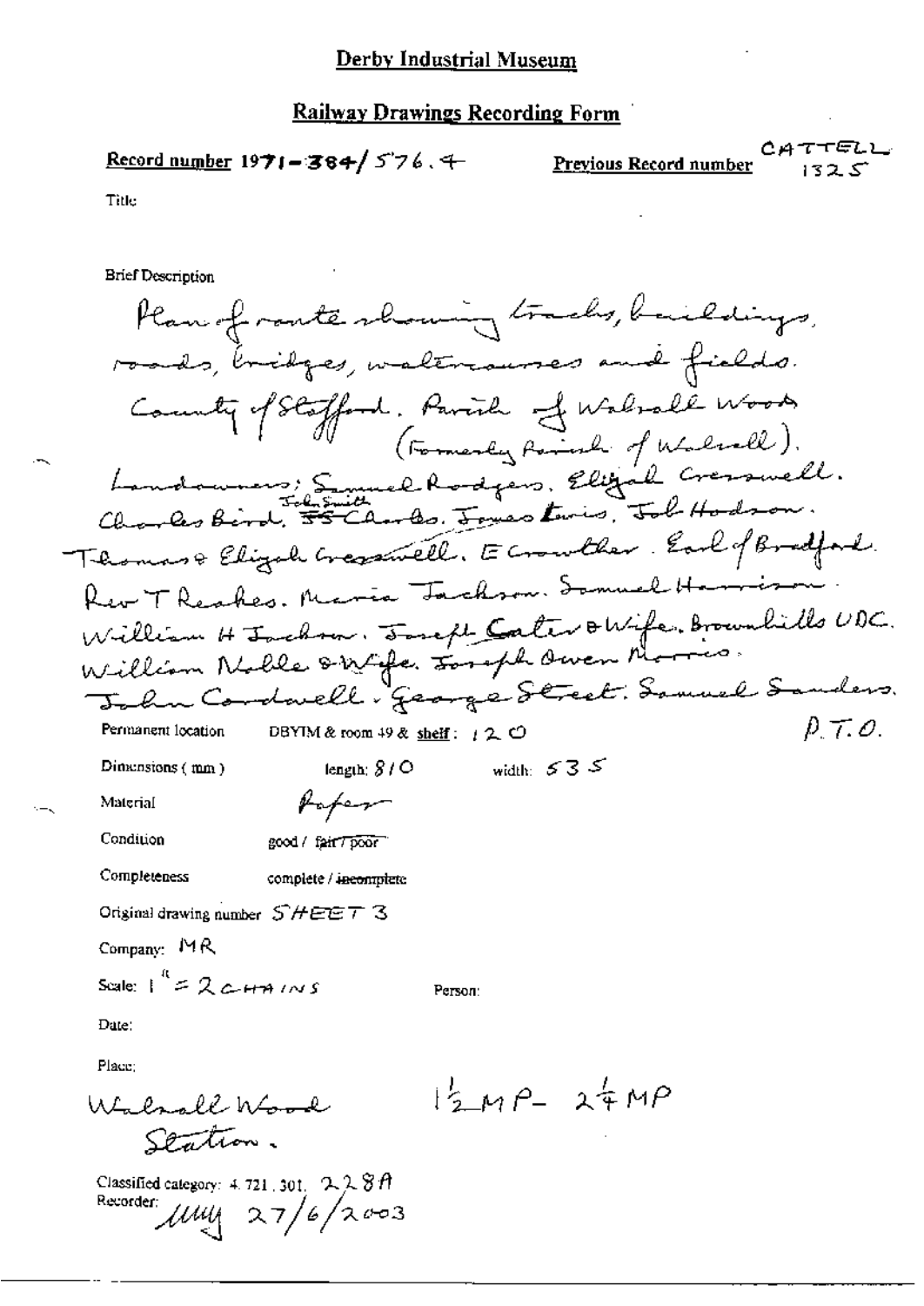# Derby Industrial Museum

## Railway Drawings Recording Form

**Record number** 1971-384/576.4

**Previous Record number** CATTELL 1325

Title

Brief Description

Plan of route showing tracks, buildings, roads, bridges, watercourses and fields. County of Stafford. Parish of Walsall Wood (Formerly Parish of Walsall). Landowners; Samuel Rodgers. Elijah Cresswell. Charles Bird. John Smith ~~JS~~ Charles. James Lewis. Job Hodson. Thomas & Elijah Cresswell. E Crowther. Earl of Bradford. Rev T Reakes. Maria Jackson. Samuel Harrison. William H Jackson. Joseph Cater & Wife. Brownhills UDC. William Noble & Wife. Joseph Owen Morris. John Cordwell. George Street. Samuel Sanders. P.T.O.

Permanent location DBYIM & room 49 & shelf: 12 O

Dimensions (mm) length: 810 width: 535

Material Paper

Condition good / fair / poor

Completeness complete / ~~incomplete~~

Original drawing number SHEET 3

Company: MR

Scale: 1" = 2 CHAINS

Person:

Date:

Place:

Walsall Wood Station. 1½ MP - 2¼ MP

Classified category: 4.721.301. 228A

Recorder: MM 27/6/2003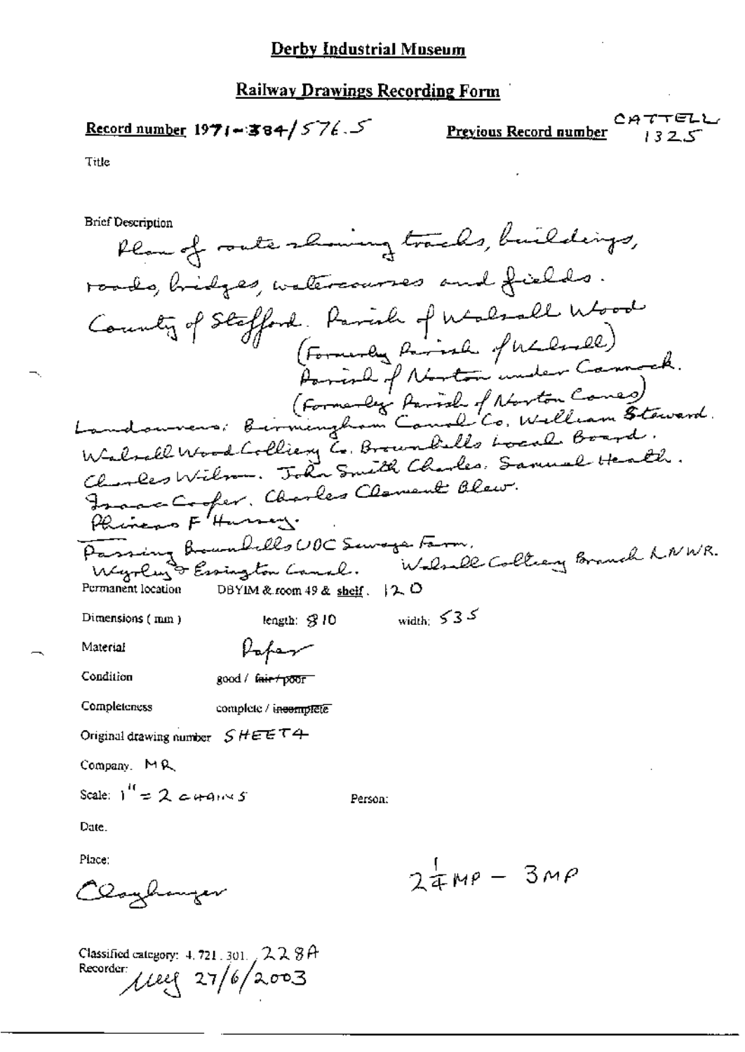# Derby Industrial Museum

## Railway Drawings Recording Form

**Record number** 1971-384/576.5 **Previous Record number** CATTELL 1325

Title

Brief Description

Plan of route showing tracks, buildings, roads, bridges, watercourses and fields.
County of Stafford. Parish of Walsall Wood (Formerly Parish of Walsall) Parish of Norton under Cannock. (Formerly Parish of Norton Canes)
Landowners: Birmingham Canal Co. William Steward. Walsall Wood Colliery Co. Brownhills Local Board. Charles Wilson. John Smith Charles. Samuel Heath. Isaac Cooper. Charles Clement Blew. Phineas F Harvey.
Passing Brownhills UDC Sewage Farm. Wyrley & Essington Canal. Walsall Colliery Branch LNWR.

Permanent location DBYIM & room 49 & ~~shelf~~. 120

Dimensions (mm) length: 810 width: 535

Material Paper

Condition good / ~~fair / poor~~

Completeness complete / ~~incomplete~~

Original drawing number SHEET4

Company. MR

Scale: 1" = 2 CHAINS

Person:

Date.

Place:

Clayhanger

$2\frac{1}{4}$MP - 3MP

Classified category: 4.721.301. 228A
Recorder: MEG 27/6/2003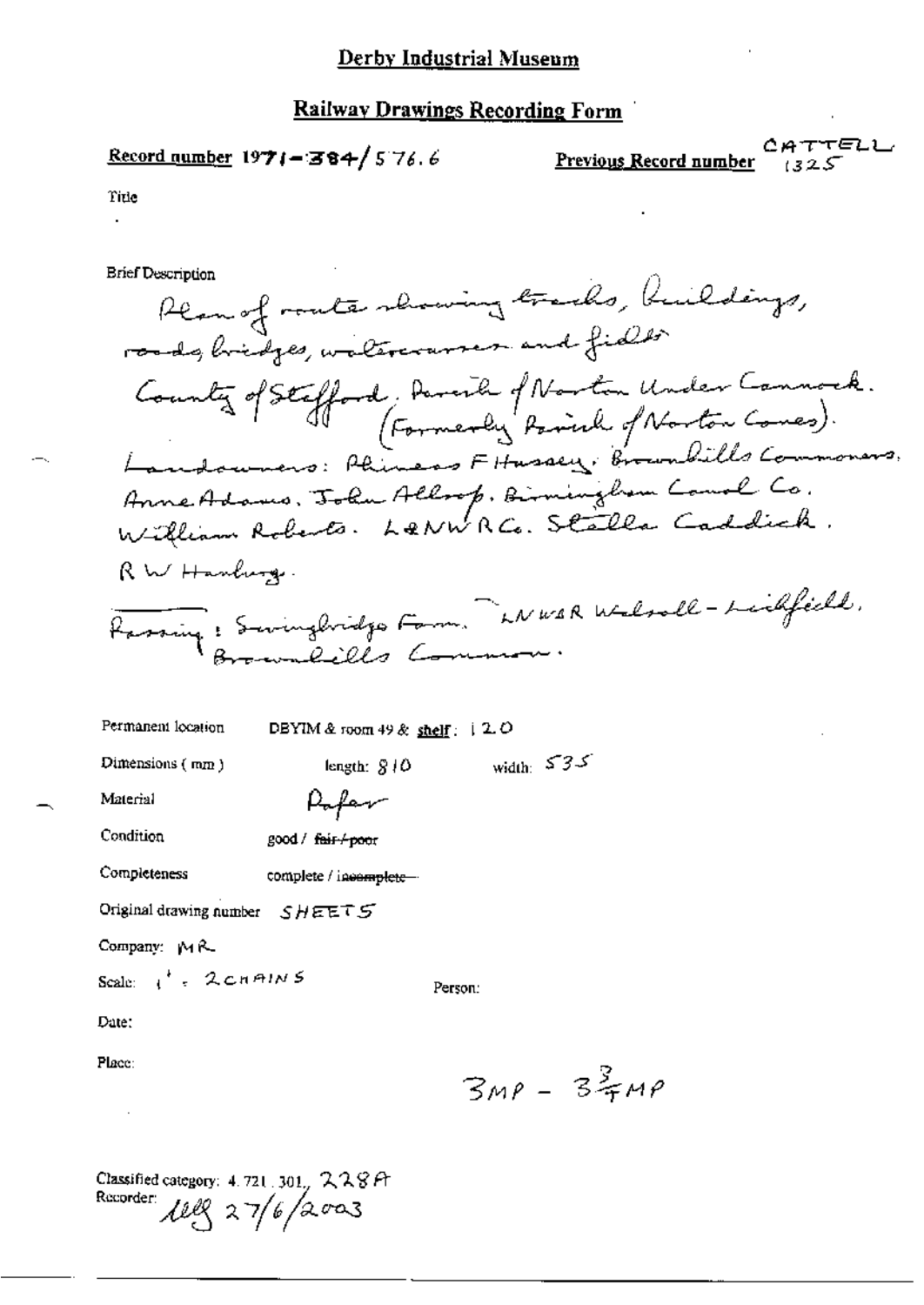# Derby Industrial Museum

## Railway Drawings Recording Form

**Record number** 1971-384/576.6

**Previous Record number** CATTELL 1325

Title

Brief Description

Plan of route showing tracks, buildings, roads, bridges, watercourses and fields

County of Stafford. Parish of Norton Under Cannock. (Formerly Parish of Norton Canes).

Landowners: Phineas F Hussey. Brownhills Commoners. Anne Adams. John Allsop. Birmingham Canal Co. William Roberts. L&NWR Co. Stella Caddick. RW Hanbury.

Passing: Swingbridge Farm. LNW&R Walsall - Lichfield. Brownhills Common.

Permanent location DBYIM & room 49 & shelf: 120

Dimensions (mm) length: 810 width: 535

Material Paper

Condition good / ~~fair / poor~~

Completeness complete / ~~incomplete~~

Original drawing number SHEETS

Company: MR

Scale: 1" = 2CHAINS

Person:

Date:

Place:

3MP - 3 3/4 MP

Classified category: 4.721.301, 228A

Recorder: [initials] 27/6/2003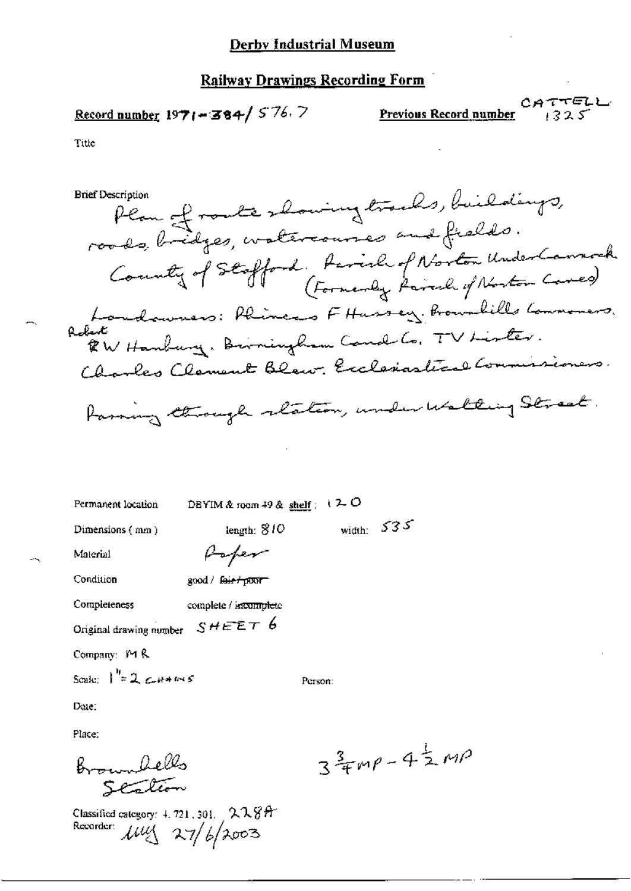# Derby Industrial Museum

## Railway Drawings Recording Form

**Record number** 1971-384/576.7

**Previous Record number** CATTELL 1325

Title

Brief Description

Plan of route showing tracks, buildings, roads, bridges, watercourses and fields.
County of Stafford. Parish of Norton Under Cannock (Formerly Parish of Norton Canes)
Landowners: Phineas F Hussey. Brownhills Commoners. Robert W Hanbury. Birmingham Canal Co. TV Lister. Charles Clement Blew. Ecclesiastical Commissioners.
Passing through station, under Watling Street.

Permanent location DBYIM & room 49 & shelf: 120

Dimensions (mm) length: 810 width: 535

Material Paper

Condition good / ~~fair / poor~~

Completeness complete / ~~incomplete~~

Original drawing number SHEET 6

Company: MR

Scale: 1" = 2 CHAINS

Person:

Date:

Place:

Brownhills Station

$3\frac{3}{4}$MP - $4\frac{1}{2}$MP

Classified category: 4.721.301. 228A

Recorder: MMJ 27/6/2003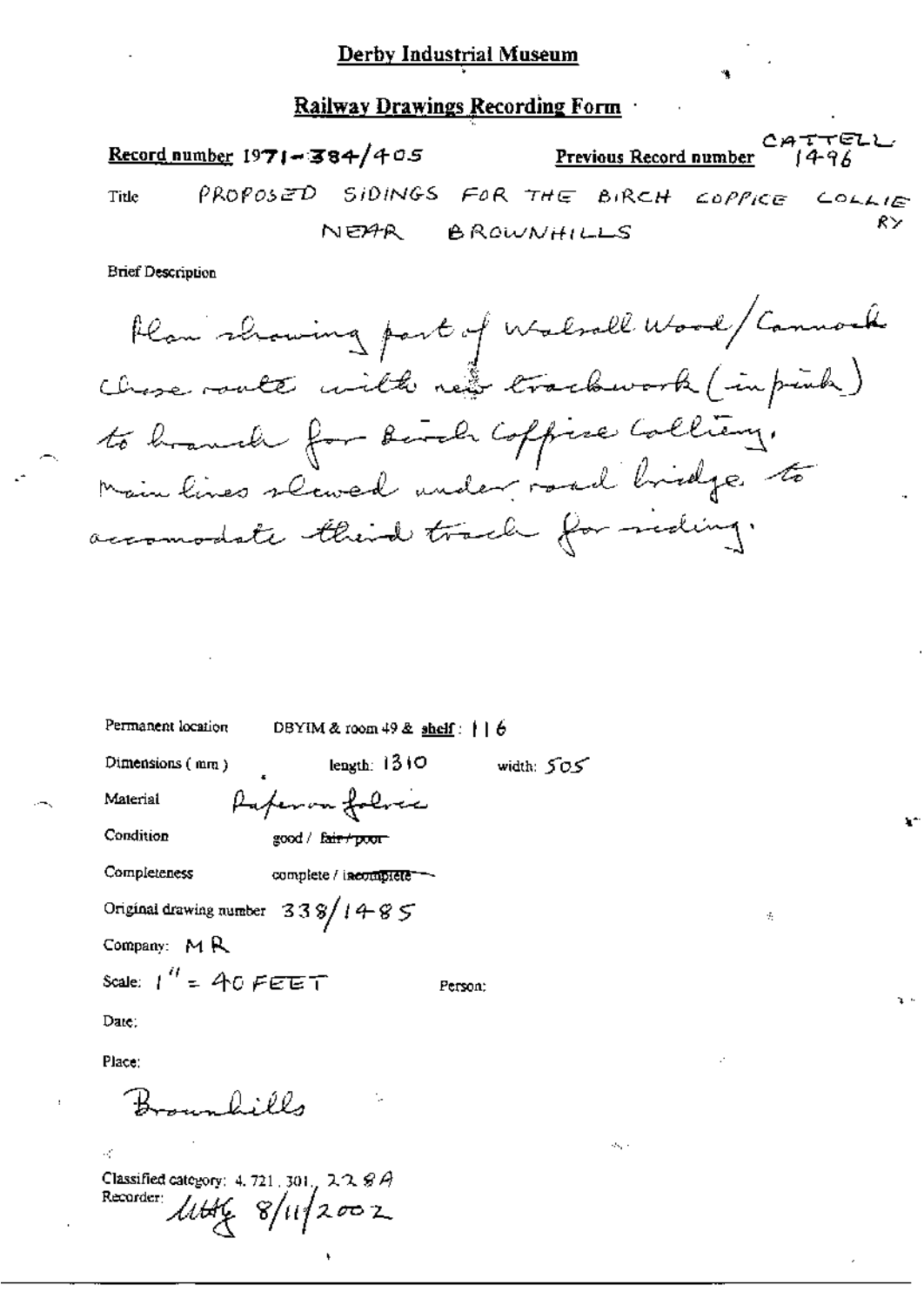# Derby Industrial Museum

## Railway Drawings Recording Form

**Record number** 1971-384/405 **Previous Record number** CATTELL 1496

Title PROPOSED SIDINGS FOR THE BIRCH COPPICE COLLIERY NEAR BROWNHILLS

Brief Description

Plan showing part of Walsall Wood/Cannock Chase route with new trackwork (in pink) to branch for Birch Coppice Colliery. Main lines slewed under road bridge to accomodate third track for siding.

Permanent location DBYIM & room 49 & **shelf**: 116

Dimensions (mm) length: 1310 width: 505

Material Paper on fabric

Condition good / ~~fair / poor~~

Completeness complete / ~~incomplete~~

Original drawing number 338/1485

Company: MR

Scale: 1" = 40 FEET Person:

Date:

Place:

Brownhills

Classified category: 4.721.301, 228A

Recorder: [signature] 8/11/2002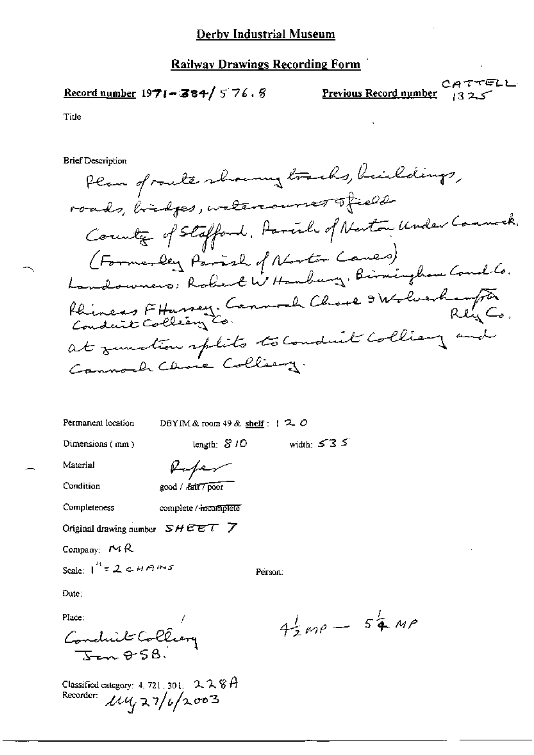## Derby Industrial Museum

### Railway Drawings Recording Form

**Record number** 1971-384/576.8 **Previous Record number** CATTELL 1325

Title

Brief Description

Plan of route showing tracks, buildings, roads, bridges, watercourses & fields.
County of Stafford. Parish of Norton Under Cannock.
(Formerly Parish of Norton Canes)
Landowners: Robert W Hanbury. Birmingham Canal Co.
Phineas F Hussey. Cannock Chase & Wolverhampton Rly Co.
Conduit Colliery Co.
at junction splits to Conduit Colliery and Cannock Chase Colliery.

Permanent location DBYIM & room 49 & shelf: 120

Dimensions (mm) length: 810 width: 535

Material Paper

Condition good / fair / poor

Completeness complete / incomplete

Original drawing number SHEET 7

Company: MR

Scale: 1" = 2 CHAINS

Person:

Date:

Place:
Conduit Colliery
Jcn & SB.

$4\frac{1}{2}$ MP — $5\frac{1}{4}$ MP

Classified category: 4. 721. 301. 228A
Recorder: MJ 27/6/2003